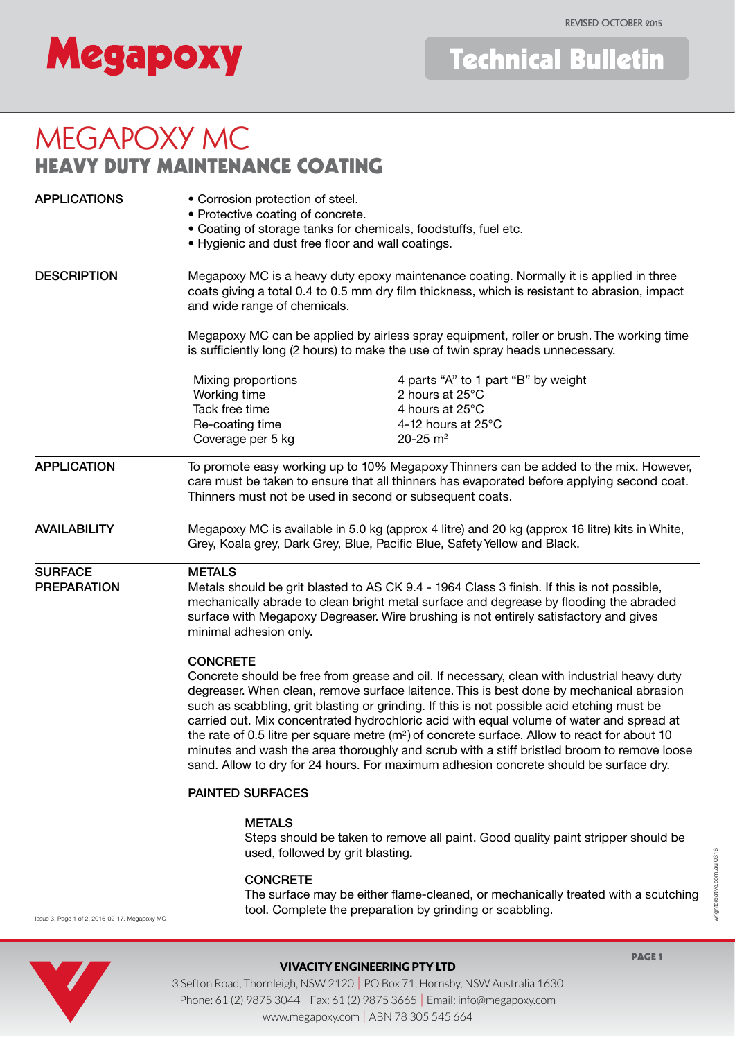# MEGAPOXY MC

## HEAVY DUTY MAINTENANCE COATING

**APPLICATIONS**

- Corrosion protection of steel.
- Protective coating of concrete.
- Coating of storage tanks for chemicals, foodstuffs, fuel etc.
- Hygienic and dust free floor and wall coatings.

**DESCRIPTION**

Megapoxy MC is a heavy duty epoxy maintenance coating. Normally it is applied in three coats giving a total 0.4 to 0.5 mm dry film thickness, which is resistant to abrasion, impact and wide range of chemicals.

Megapoxy MC can be applied by airless spray equipment, roller or brush. The working time is sufficiently long (2 hours) to make the use of twin spray heads unnecessary.

| | |
|---|---|
| Mixing proportions | 4 parts "A" to 1 part "B" by weight |
| Working time | 2 hours at 25°C |
| Tack free time | 4 hours at 25°C |
| Re-coating time | 4-12 hours at 25°C |
| Coverage per 5 kg | 20-25 m$^2$ |

**APPLICATION**

To promote easy working up to 10% Megapoxy Thinners can be added to the mix. However, care must be taken to ensure that all thinners has evaporated before applying second coat. Thinners must not be used in second or subsequent coats.

**AVAILABILITY**

Megapoxy MC is available in 5.0 kg (approx 4 litre) and 20 kg (approx 16 litre) kits in White, Grey, Koala grey, Dark Grey, Blue, Pacific Blue, Safety Yellow and Black.

**SURFACE PREPARATION**

METALS

Metals should be grit blasted to AS CK 9.4 - 1964 Class 3 finish. If this is not possible, mechanically abrade to clean bright metal surface and degrease by flooding the abraded surface with Megapoxy Degreaser. Wire brushing is not entirely satisfactory and gives minimal adhesion only.

CONCRETE

Concrete should be free from grease and oil. If necessary, clean with industrial heavy duty degreaser. When clean, remove surface laitence. This is best done by mechanical abrasion such as scabbling, grit blasting or grinding. If this is not possible acid etching must be carried out. Mix concentrated hydrochloric acid with equal volume of water and spread at the rate of 0.5 litre per square metre (m$^2$) of concrete surface. Allow to react for about 10 minutes and wash the area thoroughly and scrub with a stiff bristled broom to remove loose sand. Allow to dry for 24 hours. For maximum adhesion concrete should be surface dry.

PAINTED SURFACES

METALS

Steps should be taken to remove all paint. Good quality paint stripper should be used, followed by grit blasting.

CONCRETE

The surface may be either flame-cleaned, or mechanically treated with a scutching tool. Complete the preparation by grinding or scabbling.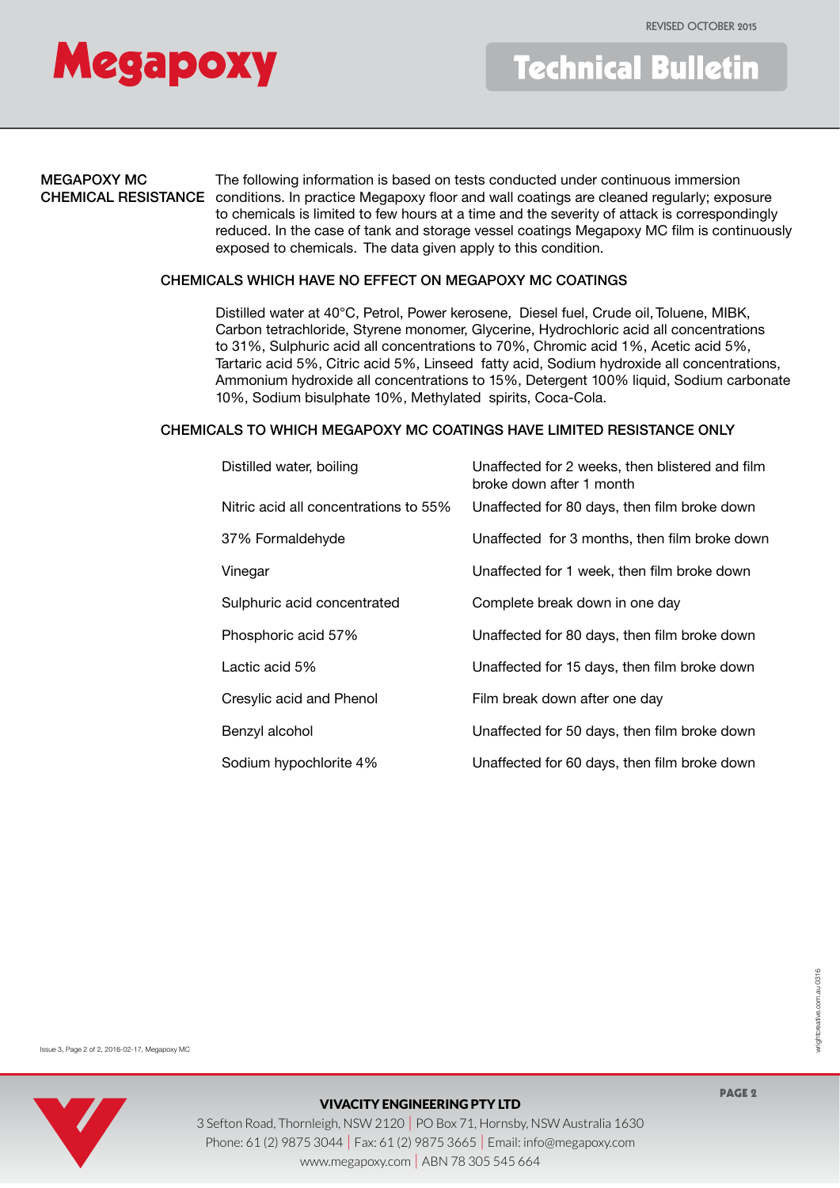## MEGAPOXY MC CHEMICAL RESISTANCE

The following information is based on tests conducted under continuous immersion conditions. In practice Megapoxy floor and wall coatings are cleaned regularly; exposure to chemicals is limited to few hours at a time and the severity of attack is correspondingly reduced. In the case of tank and storage vessel coatings Megapoxy MC film is continuously exposed to chemicals. The data given apply to this condition.

### CHEMICALS WHICH HAVE NO EFFECT ON MEGAPOXY MC COATINGS

Distilled water at 40°C, Petrol, Power kerosene, Diesel fuel, Crude oil, Toluene, MIBK, Carbon tetrachloride, Styrene monomer, Glycerine, Hydrochloric acid all concentrations to 31%, Sulphuric acid all concentrations to 70%, Chromic acid 1%, Acetic acid 5%, Tartaric acid 5%, Citric acid 5%, Linseed fatty acid, Sodium hydroxide all concentrations, Ammonium hydroxide all concentrations to 15%, Detergent 100% liquid, Sodium carbonate 10%, Sodium bisulphate 10%, Methylated spirits, Coca-Cola.

### CHEMICALS TO WHICH MEGAPOXY MC COATINGS HAVE LIMITED RESISTANCE ONLY

| | |
|---|---|
| Distilled water, boiling | Unaffected for 2 weeks, then blistered and film broke down after 1 month |
| Nitric acid all concentrations to 55% | Unaffected for 80 days, then film broke down |
| 37% Formaldehyde | Unaffected for 3 months, then film broke down |
| Vinegar | Unaffected for 1 week, then film broke down |
| Sulphuric acid concentrated | Complete break down in one day |
| Phosphoric acid 57% | Unaffected for 80 days, then film broke down |
| Lactic acid 5% | Unaffected for 15 days, then film broke down |
| Cresylic acid and Phenol | Film break down after one day |
| Benzyl alcohol | Unaffected for 50 days, then film broke down |
| Sodium hypochlorite 4% | Unaffected for 60 days, then film broke down |